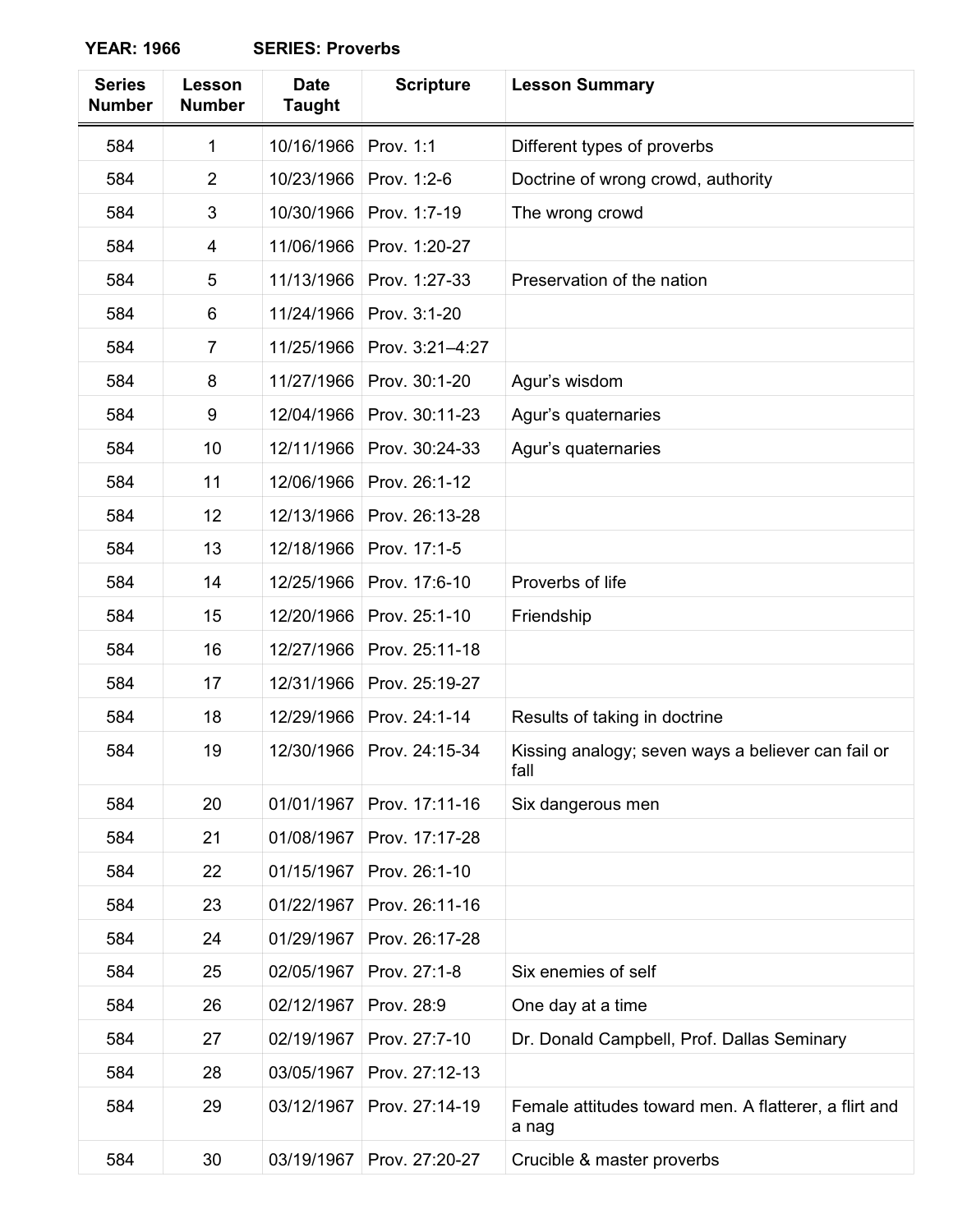**YEAR: 1966 SERIES: Proverbs**

| Series Number | Lesson Number | Date Taught | Scripture | Lesson Summary |
|---|---|---|---|---|
| 584 | 1 | 10/16/1966 | Prov. 1:1 | Different types of proverbs |
| 584 | 2 | 10/23/1966 | Prov. 1:2-6 | Doctrine of wrong crowd, authority |
| 584 | 3 | 10/30/1966 | Prov. 1:7-19 | The wrong crowd |
| 584 | 4 | 11/06/1966 | Prov. 1:20-27 | |
| 584 | 5 | 11/13/1966 | Prov. 1:27-33 | Preservation of the nation |
| 584 | 6 | 11/24/1966 | Prov. 3:1-20 | |
| 584 | 7 | 11/25/1966 | Prov. 3:21–4:27 | |
| 584 | 8 | 11/27/1966 | Prov. 30:1-20 | Agur's wisdom |
| 584 | 9 | 12/04/1966 | Prov. 30:11-23 | Agur's quaternaries |
| 584 | 10 | 12/11/1966 | Prov. 30:24-33 | Agur's quaternaries |
| 584 | 11 | 12/06/1966 | Prov. 26:1-12 | |
| 584 | 12 | 12/13/1966 | Prov. 26:13-28 | |
| 584 | 13 | 12/18/1966 | Prov. 17:1-5 | |
| 584 | 14 | 12/25/1966 | Prov. 17:6-10 | Proverbs of life |
| 584 | 15 | 12/20/1966 | Prov. 25:1-10 | Friendship |
| 584 | 16 | 12/27/1966 | Prov. 25:11-18 | |
| 584 | 17 | 12/31/1966 | Prov. 25:19-27 | |
| 584 | 18 | 12/29/1966 | Prov. 24:1-14 | Results of taking in doctrine |
| 584 | 19 | 12/30/1966 | Prov. 24:15-34 | Kissing analogy; seven ways a believer can fail or fall |
| 584 | 20 | 01/01/1967 | Prov. 17:11-16 | Six dangerous men |
| 584 | 21 | 01/08/1967 | Prov. 17:17-28 | |
| 584 | 22 | 01/15/1967 | Prov. 26:1-10 | |
| 584 | 23 | 01/22/1967 | Prov. 26:11-16 | |
| 584 | 24 | 01/29/1967 | Prov. 26:17-28 | |
| 584 | 25 | 02/05/1967 | Prov. 27:1-8 | Six enemies of self |
| 584 | 26 | 02/12/1967 | Prov. 28:9 | One day at a time |
| 584 | 27 | 02/19/1967 | Prov. 27:7-10 | Dr. Donald Campbell, Prof. Dallas Seminary |
| 584 | 28 | 03/05/1967 | Prov. 27:12-13 | |
| 584 | 29 | 03/12/1967 | Prov. 27:14-19 | Female attitudes toward men. A flatterer, a flirt and a nag |
| 584 | 30 | 03/19/1967 | Prov. 27:20-27 | Crucible & master proverbs |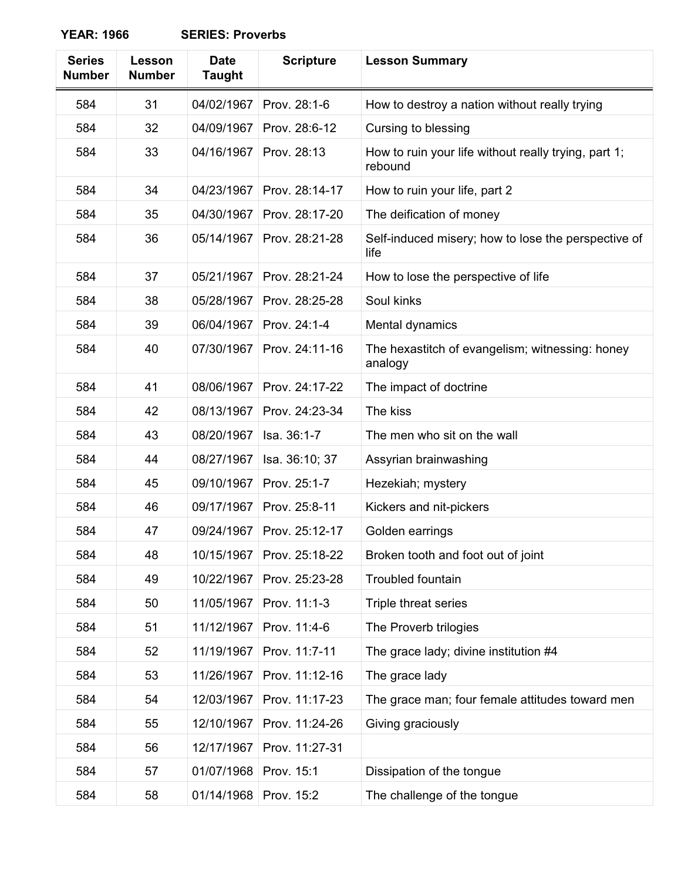**YEAR: 1966 SERIES: Proverbs**

| Series Number | Lesson Number | Date Taught | Scripture | Lesson Summary |
|---|---|---|---|---|
| 584 | 31 | 04/02/1967 | Prov. 28:1-6 | How to destroy a nation without really trying |
| 584 | 32 | 04/09/1967 | Prov. 28:6-12 | Cursing to blessing |
| 584 | 33 | 04/16/1967 | Prov. 28:13 | How to ruin your life without really trying, part 1; rebound |
| 584 | 34 | 04/23/1967 | Prov. 28:14-17 | How to ruin your life, part 2 |
| 584 | 35 | 04/30/1967 | Prov. 28:17-20 | The deification of money |
| 584 | 36 | 05/14/1967 | Prov. 28:21-28 | Self-induced misery; how to lose the perspective of life |
| 584 | 37 | 05/21/1967 | Prov. 28:21-24 | How to lose the perspective of life |
| 584 | 38 | 05/28/1967 | Prov. 28:25-28 | Soul kinks |
| 584 | 39 | 06/04/1967 | Prov. 24:1-4 | Mental dynamics |
| 584 | 40 | 07/30/1967 | Prov. 24:11-16 | The hexastitch of evangelism; witnessing: honey analogy |
| 584 | 41 | 08/06/1967 | Prov. 24:17-22 | The impact of doctrine |
| 584 | 42 | 08/13/1967 | Prov. 24:23-34 | The kiss |
| 584 | 43 | 08/20/1967 | Isa. 36:1-7 | The men who sit on the wall |
| 584 | 44 | 08/27/1967 | Isa. 36:10; 37 | Assyrian brainwashing |
| 584 | 45 | 09/10/1967 | Prov. 25:1-7 | Hezekiah; mystery |
| 584 | 46 | 09/17/1967 | Prov. 25:8-11 | Kickers and nit-pickers |
| 584 | 47 | 09/24/1967 | Prov. 25:12-17 | Golden earrings |
| 584 | 48 | 10/15/1967 | Prov. 25:18-22 | Broken tooth and foot out of joint |
| 584 | 49 | 10/22/1967 | Prov. 25:23-28 | Troubled fountain |
| 584 | 50 | 11/05/1967 | Prov. 11:1-3 | Triple threat series |
| 584 | 51 | 11/12/1967 | Prov. 11:4-6 | The Proverb trilogies |
| 584 | 52 | 11/19/1967 | Prov. 11:7-11 | The grace lady; divine institution #4 |
| 584 | 53 | 11/26/1967 | Prov. 11:12-16 | The grace lady |
| 584 | 54 | 12/03/1967 | Prov. 11:17-23 | The grace man; four female attitudes toward men |
| 584 | 55 | 12/10/1967 | Prov. 11:24-26 | Giving graciously |
| 584 | 56 | 12/17/1967 | Prov. 11:27-31 | |
| 584 | 57 | 01/07/1968 | Prov. 15:1 | Dissipation of the tongue |
| 584 | 58 | 01/14/1968 | Prov. 15:2 | The challenge of the tongue |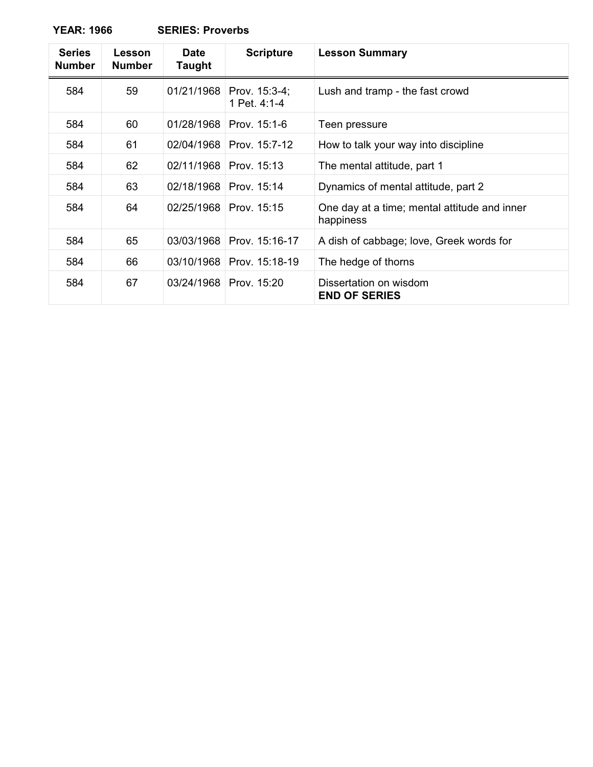**YEAR: 1966 SERIES: Proverbs**

| Series Number | Lesson Number | Date Taught | Scripture | Lesson Summary |
|---|---|---|---|---|
| 584 | 59 | 01/21/1968 | Prov. 15:3-4; 1 Pet. 4:1-4 | Lush and tramp - the fast crowd |
| 584 | 60 | 01/28/1968 | Prov. 15:1-6 | Teen pressure |
| 584 | 61 | 02/04/1968 | Prov. 15:7-12 | How to talk your way into discipline |
| 584 | 62 | 02/11/1968 | Prov. 15:13 | The mental attitude, part 1 |
| 584 | 63 | 02/18/1968 | Prov. 15:14 | Dynamics of mental attitude, part 2 |
| 584 | 64 | 02/25/1968 | Prov. 15:15 | One day at a time; mental attitude and inner happiness |
| 584 | 65 | 03/03/1968 | Prov. 15:16-17 | A dish of cabbage; love, Greek words for |
| 584 | 66 | 03/10/1968 | Prov. 15:18-19 | The hedge of thorns |
| 584 | 67 | 03/24/1968 | Prov. 15:20 | Dissertation on wisdom **END OF SERIES** |